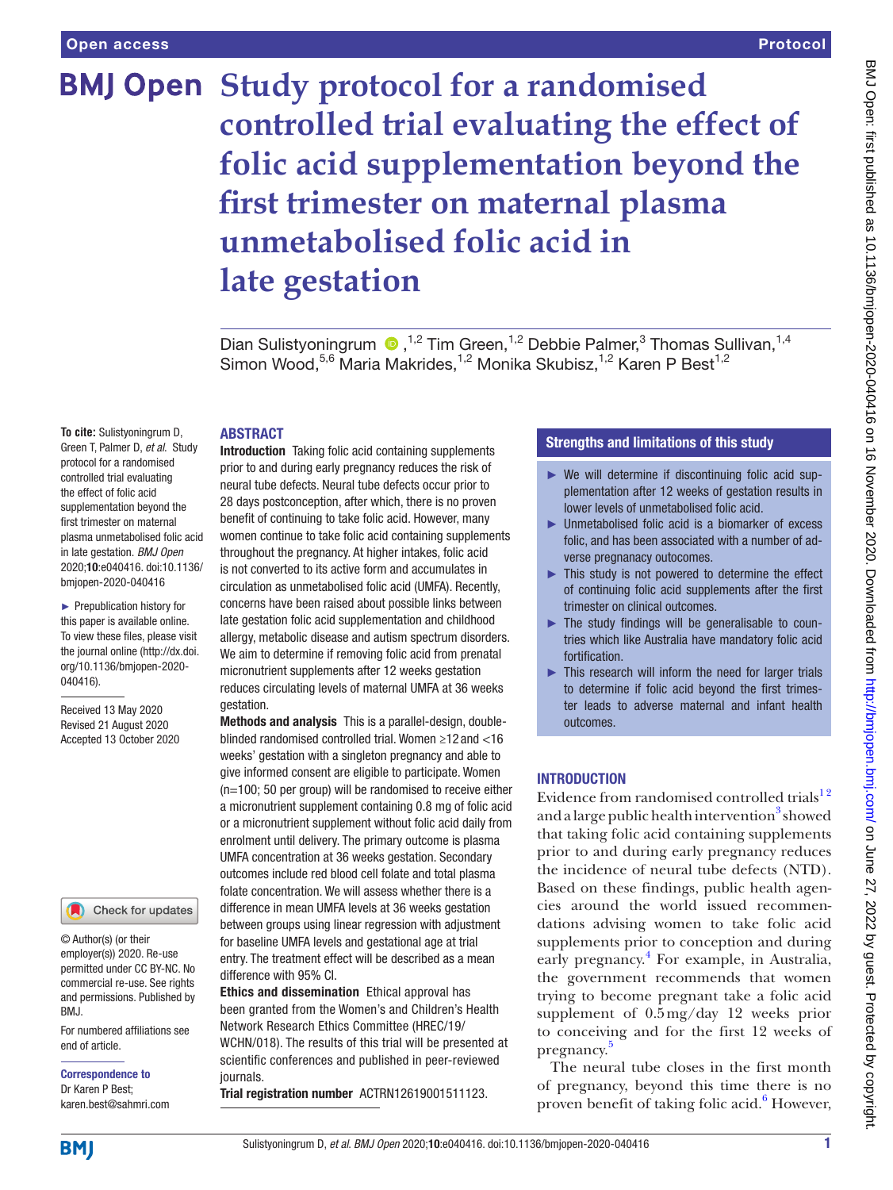# Study protocol for a randomised controlled trial evaluating the effect of folic acid supplementation beyond the first trimester on maternal plasma unmetabolised folic acid in late gestation

Dian Sulistyoningrum [1,2], Tim Green [1,2], Debbie Palmer [3], Thomas Sullivan [1,4], Simon Wood [5,6], Maria Makrides [1,2], Monika Skubisz [1,2], Karen P Best [1,2]

**To cite:** Sulistyoningrum D, Green T, Palmer D, *et al*. Study protocol for a randomised controlled trial evaluating the effect of folic acid supplementation beyond the first trimester on maternal plasma unmetabolised folic acid in late gestation. *BMJ Open* 2020;**10**:e040416. doi:10.1136/bmjopen-2020-040416

► Prepublication history for this paper is available online. To view these files, please visit the journal online (http://dx.doi.org/10.1136/bmjopen-2020-040416).

Received 13 May 2020
Revised 21 August 2020
Accepted 13 October 2020

© Author(s) (or their employer(s)) 2020. Re-use permitted under CC BY-NC. No commercial re-use. See rights and permissions. Published by BMJ.

For numbered affiliations see end of article.

**Correspondence to**
Dr Karen P Best;
karen.best@sahmri.com

## ABSTRACT

**Introduction** Taking folic acid containing supplements prior to and during early pregnancy reduces the risk of neural tube defects. Neural tube defects occur prior to 28 days postconception, after which, there is no proven benefit of continuing to take folic acid. However, many women continue to take folic acid containing supplements throughout the pregnancy. At higher intakes, folic acid is not converted to its active form and accumulates in circulation as unmetabolised folic acid (UMFA). Recently, concerns have been raised about possible links between late gestation folic acid supplementation and childhood allergy, metabolic disease and autism spectrum disorders. We aim to determine if removing folic acid from prenatal micronutrient supplements after 12 weeks gestation reduces circulating levels of maternal UMFA at 36 weeks gestation.

**Methods and analysis** This is a parallel-design, double-blinded randomised controlled trial. Women ≥12 and <16 weeks' gestation with a singleton pregnancy and able to give informed consent are eligible to participate. Women (n=100; 50 per group) will be randomised to receive either a micronutrient supplement containing 0.8 mg of folic acid or a micronutrient supplement without folic acid daily from enrolment until delivery. The primary outcome is plasma UMFA concentration at 36 weeks gestation. Secondary outcomes include red blood cell folate and total plasma folate concentration. We will assess whether there is a difference in mean UMFA levels at 36 weeks gestation between groups using linear regression with adjustment for baseline UMFA levels and gestational age at trial entry. The treatment effect will be described as a mean difference with 95% CI.

**Ethics and dissemination** Ethical approval has been granted from the Women's and Children's Health Network Research Ethics Committee (HREC/19/WCHN/018). The results of this trial will be presented at scientific conferences and published in peer-reviewed journals.

**Trial registration number** ACTRN12619001511123.

## Strengths and limitations of this study

- ► We will determine if discontinuing folic acid supplementation after 12 weeks of gestation results in lower levels of unmetabolised folic acid.
- ► Unmetabolised folic acid is a biomarker of excess folic, and has been associated with a number of adverse pregnancy outocomes.
- ► This study is not powered to determine the effect of continuing folic acid supplements after the first trimester on clinical outcomes.
- ► The study findings will be generalisable to countries which like Australia have mandatory folic acid fortification.
- ► This research will inform the need for larger trials to determine if folic acid beyond the first trimester leads to adverse maternal and infant health outcomes.

## INTRODUCTION

Evidence from randomised controlled trials[1,2] and a large public health intervention[3] showed that taking folic acid containing supplements prior to and during early pregnancy reduces the incidence of neural tube defects (NTD). Based on these findings, public health agencies around the world issued recommendations advising women to take folic acid supplements prior to conception and during early pregnancy.[4] For example, in Australia, the government recommends that women trying to become pregnant take a folic acid supplement of 0.5 mg/day 12 weeks prior to conceiving and for the first 12 weeks of pregnancy.[5]

The neural tube closes in the first month of pregnancy, beyond this time there is no proven benefit of taking folic acid.[6] However,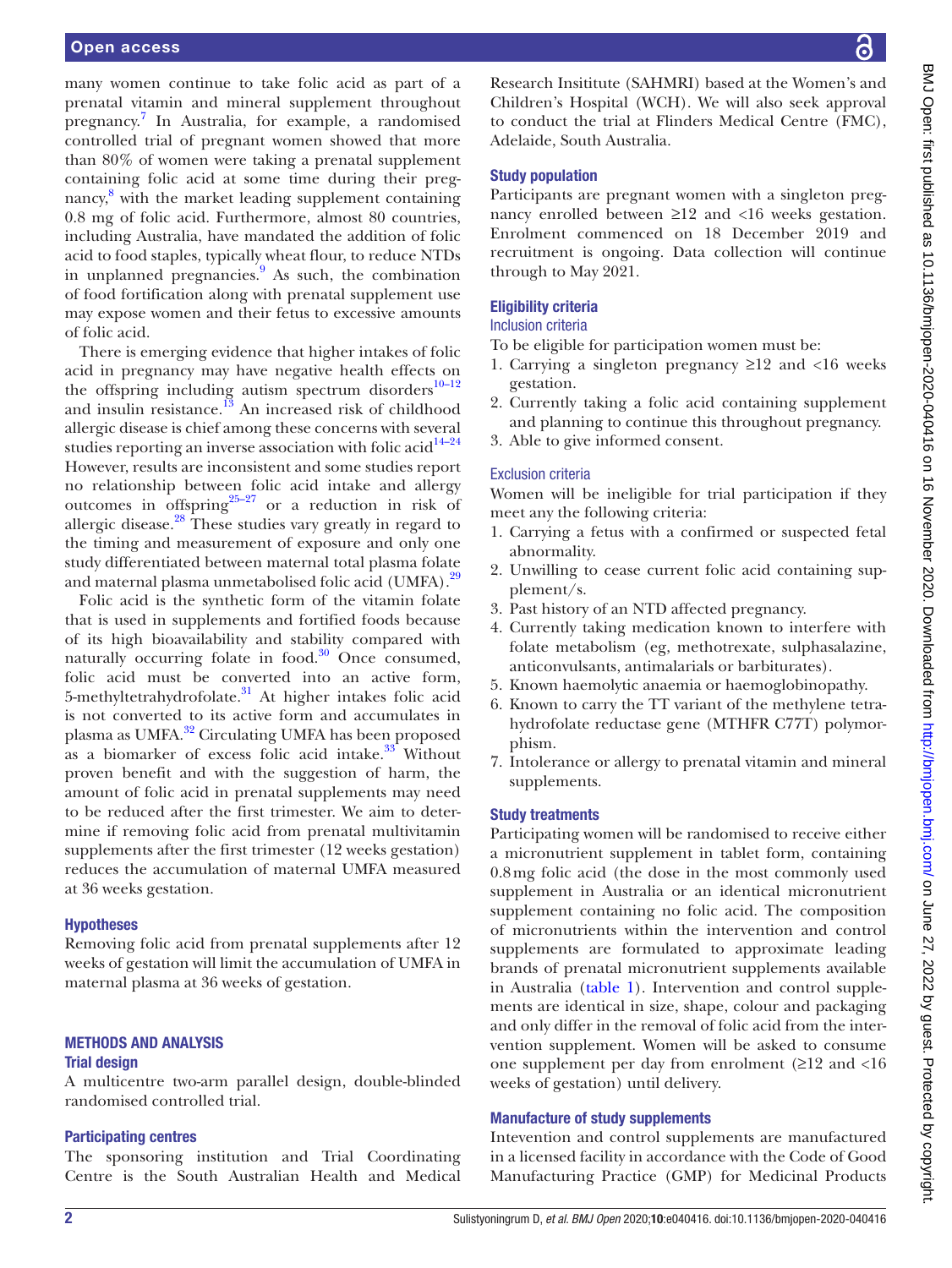many women continue to take folic acid as part of a prenatal vitamin and mineral supplement throughout pregnancy.[7] In Australia, for example, a randomised controlled trial of pregnant women showed that more than 80% of women were taking a prenatal supplement containing folic acid at some time during their pregnancy,[8] with the market leading supplement containing 0.8 mg of folic acid. Furthermore, almost 80 countries, including Australia, have mandated the addition of folic acid to food staples, typically wheat flour, to reduce NTDs in unplanned pregnancies.[9] As such, the combination of food fortification along with prenatal supplement use may expose women and their fetus to excessive amounts of folic acid.

There is emerging evidence that higher intakes of folic acid in pregnancy may have negative health effects on the offspring including autism spectrum disorders[10–12] and insulin resistance.[13] An increased risk of childhood allergic disease is chief among these concerns with several studies reporting an inverse association with folic acid[14–24] However, results are inconsistent and some studies report no relationship between folic acid intake and allergy outcomes in offspring[25–27] or a reduction in risk of allergic disease.[28] These studies vary greatly in regard to the timing and measurement of exposure and only one study differentiated between maternal total plasma folate and maternal plasma unmetabolised folic acid (UMFA).[29]

Folic acid is the synthetic form of the vitamin folate that is used in supplements and fortified foods because of its high bioavailability and stability compared with naturally occurring folate in food.[30] Once consumed, folic acid must be converted into an active form, 5-methyltetrahydrofolate.[31] At higher intakes folic acid is not converted to its active form and accumulates in plasma as UMFA.[32] Circulating UMFA has been proposed as a biomarker of excess folic acid intake.[33] Without proven benefit and with the suggestion of harm, the amount of folic acid in prenatal supplements may need to be reduced after the first trimester. We aim to determine if removing folic acid from prenatal multivitamin supplements after the first trimester (12 weeks gestation) reduces the accumulation of maternal UMFA measured at 36 weeks gestation.

### Hypotheses

Removing folic acid from prenatal supplements after 12 weeks of gestation will limit the accumulation of UMFA in maternal plasma at 36 weeks of gestation.

## METHODS AND ANALYSIS

### Trial design

A multicentre two-arm parallel design, double-blinded randomised controlled trial.

### Participating centres

The sponsoring institution and Trial Coordinating Centre is the South Australian Health and Medical Research Insititute (SAHMRI) based at the Women's and Children's Hospital (WCH). We will also seek approval to conduct the trial at Flinders Medical Centre (FMC), Adelaide, South Australia.

### Study population

Participants are pregnant women with a singleton pregnancy enrolled between ≥12 and <16 weeks gestation. Enrolment commenced on 18 December 2019 and recruitment is ongoing. Data collection will continue through to May 2021.

### Eligibility criteria

#### Inclusion criteria

To be eligible for participation women must be:

1. Carrying a singleton pregnancy ≥12 and <16 weeks gestation.
2. Currently taking a folic acid containing supplement and planning to continue this throughout pregnancy.
3. Able to give informed consent.

#### Exclusion criteria

Women will be ineligible for trial participation if they meet any the following criteria:

1. Carrying a fetus with a confirmed or suspected fetal abnormality.
2. Unwilling to cease current folic acid containing supplement/s.
3. Past history of an NTD affected pregnancy.
4. Currently taking medication known to interfere with folate metabolism (eg, methotrexate, sulphasalazine, anticonvulsants, antimalarials or barbiturates).
5. Known haemolytic anaemia or haemoglobinopathy.
6. Known to carry the TT variant of the methylene tetrahydrofolate reductase gene (MTHFR C77T) polymorphism.
7. Intolerance or allergy to prenatal vitamin and mineral supplements.

### Study treatments

Participating women will be randomised to receive either a micronutrient supplement in tablet form, containing 0.8 mg folic acid (the dose in the most commonly used supplement in Australia or an identical micronutrient supplement containing no folic acid. The composition of micronutrients within the intervention and control supplements are formulated to approximate leading brands of prenatal micronutrient supplements available in Australia (table 1). Intervention and control supplements are identical in size, shape, colour and packaging and only differ in the removal of folic acid from the intervention supplement. Women will be asked to consume one supplement per day from enrolment (≥12 and <16 weeks of gestation) until delivery.

### Manufacture of study supplements

Intevention and control supplements are manufactured in a licensed facility in accordance with the Code of Good Manufacturing Practice (GMP) for Medicinal Products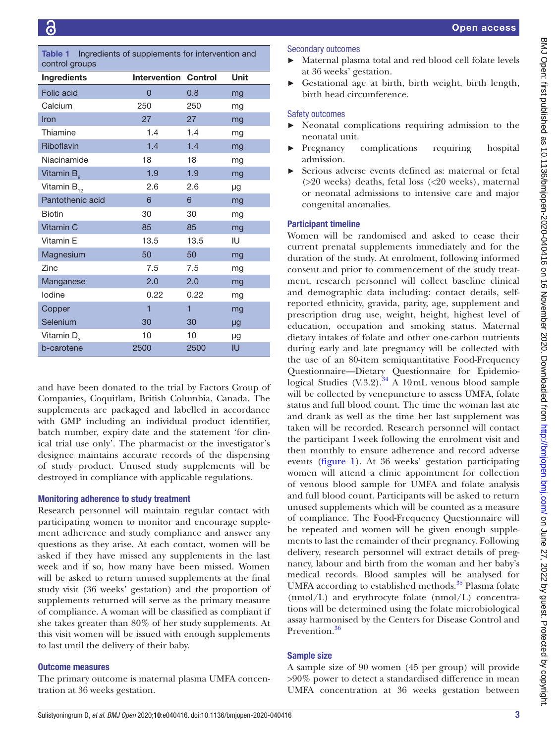**Table 1** Ingredients of supplements for intervention and control groups

| Ingredients | Intervention | Control | Unit |
|---|---|---|---|
| Folic acid | 0 | 0.8 | mg |
| Calcium | 250 | 250 | mg |
| Iron | 27 | 27 | mg |
| Thiamine | 1.4 | 1.4 | mg |
| Riboflavin | 1.4 | 1.4 | mg |
| Niacinamide | 18 | 18 | mg |
| Vitamin $B_6$ | 1.9 | 1.9 | mg |
| Vitamin $B_{12}$ | 2.6 | 2.6 | µg |
| Pantothenic acid | 6 | 6 | mg |
| Biotin | 30 | 30 | mg |
| Vitamin C | 85 | 85 | mg |
| Vitamin E | 13.5 | 13.5 | IU |
| Magnesium | 50 | 50 | mg |
| Zinc | 7.5 | 7.5 | mg |
| Manganese | 2.0 | 2.0 | mg |
| Iodine | 0.22 | 0.22 | mg |
| Copper | 1 | 1 | mg |
| Selenium | 30 | 30 | µg |
| Vitamin $D_3$ | 10 | 10 | µg |
| b-carotene | 2500 | 2500 | IU |

and have been donated to the trial by Factors Group of Companies, Coquitlam, British Columbia, Canada. The supplements are packaged and labelled in accordance with GMP including an individual product identifier, batch number, expiry date and the statement 'for clinical trial use only'. The pharmacist or the investigator's designee maintains accurate records of the dispensing of study product. Unused study supplements will be destroyed in compliance with applicable regulations.

### Monitoring adherence to study treatment

Research personnel will maintain regular contact with participating women to monitor and encourage supplement adherence and study compliance and answer any questions as they arise. At each contact, women will be asked if they have missed any supplements in the last week and if so, how many have been missed. Women will be asked to return unused supplements at the final study visit (36 weeks' gestation) and the proportion of supplements returned will serve as the primary measure of compliance. A woman will be classified as compliant if she takes greater than 80% of her study supplements. At this visit women will be issued with enough supplements to last until the delivery of their baby.

### Outcome measures

The primary outcome is maternal plasma UMFA concentration at 36 weeks gestation.

#### Secondary outcomes

- Maternal plasma total and red blood cell folate levels at 36 weeks' gestation.
- Gestational age at birth, birth weight, birth length, birth head circumference.

#### Safety outcomes

- Neonatal complications requiring admission to the neonatal unit.
- Pregnancy complications requiring hospital admission.
- Serious adverse events defined as: maternal or fetal (>20 weeks) deaths, fetal loss (<20 weeks), maternal or neonatal admissions to intensive care and major congenital anomalies.

### Participant timeline

Women will be randomised and asked to cease their current prenatal supplements immediately and for the duration of the study. At enrolment, following informed consent and prior to commencement of the study treatment, research personnel will collect baseline clinical and demographic data including: contact details, self-reported ethnicity, gravida, parity, age, supplement and prescription drug use, weight, height, highest level of education, occupation and smoking status. Maternal dietary intakes of folate and other one-carbon nutrients during early and late pregnancy will be collected with the use of an 80-item semiquantitative Food-Frequency Questionnaire—Dietary Questionnaire for Epidemiological Studies (V.3.2).[34] A 10 mL venous blood sample will be collected by venepuncture to assess UMFA, folate status and full blood count. The time the woman last ate and drank as well as the time her last supplement was taken will be recorded. Research personnel will contact the participant 1 week following the enrolment visit and then monthly to ensure adherence and record adverse events (figure 1). At 36 weeks' gestation participating women will attend a clinic appointment for collection of venous blood sample for UMFA and folate analysis and full blood count. Participants will be asked to return unused supplements which will be counted as a measure of compliance. The Food-Frequency Questionnaire will be repeated and women will be given enough supplements to last the remainder of their pregnancy. Following delivery, research personnel will extract details of pregnancy, labour and birth from the woman and her baby's medical records. Blood samples will be analysed for UMFA according to established methods.[35] Plasma folate (nmol/L) and erythrocyte folate (nmol/L) concentrations will be determined using the folate microbiological assay harmonised by the Centers for Disease Control and Prevention.[36]

### Sample size

A sample size of 90 women (45 per group) will provide >90% power to detect a standardised difference in mean UMFA concentration at 36 weeks gestation between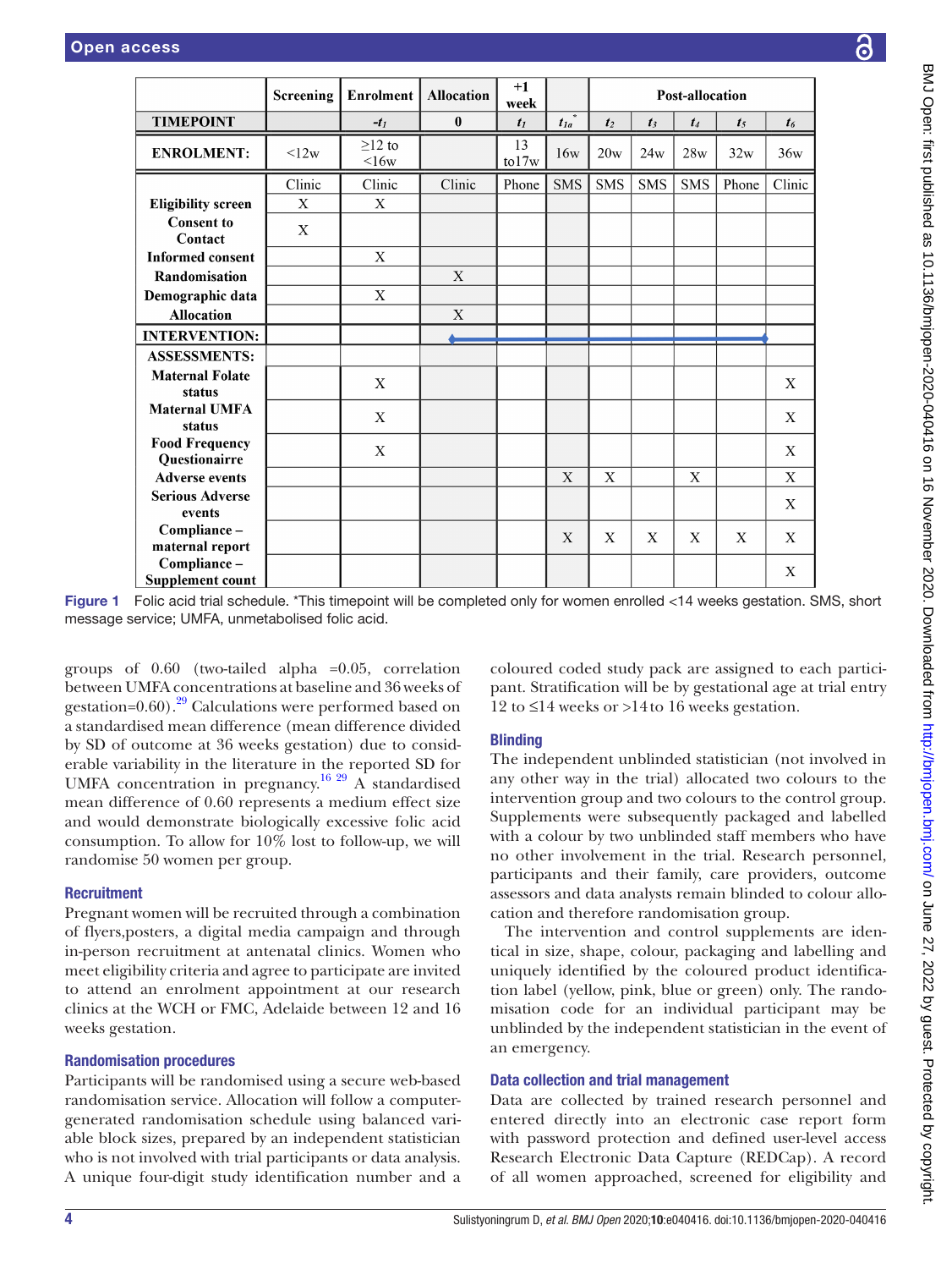| | Screening | Enrolment | Allocation | +1 week | | Post-allocation | | | | |
|---|---|---|---|---|---|---|---|---|---|---|
| **TIMEPOINT** | | $-t_1$ | **0** | $t_1$ | $t_{1a}$* | $t_2$ | $t_3$ | $t_4$ | $t_5$ | $t_6$ |
| **ENROLMENT:** | <12w | ≥12 to <16w | | 13 to17w | 16w | 20w | 24w | 28w | 32w | 36w |
| | Clinic | Clinic | Clinic | Phone | SMS | SMS | SMS | SMS | Phone | Clinic |
| **Eligibility screen** | X | X | | | | | | | | |
| **Consent to Contact** | X | | | | | | | | | |
| **Informed consent** | | X | | | | | | | | |
| **Randomisation** | | | X | | | | | | | |
| **Demographic data** | | X | | | | | | | | |
| **Allocation** | | | X | | | | | | | |
| **INTERVENTION:** | | | ◆——— | ——— | ——— | ——— | ——— | ——— | ———◆ | |
| **ASSESSMENTS:** | | | | | | | | | | |
| **Maternal Folate status** | | X | | | | | | | | X |
| **Maternal UMFA status** | | X | | | | | | | | X |
| **Food Frequency Questionairre** | | X | | | | | | | | X |
| **Adverse events** | | | | | X | X | | X | | X |
| **Serious Adverse events** | | | | | | | | | | X |
| **Compliance – maternal report** | | | | | X | X | X | X | X | X |
| **Compliance – Supplement count** | | | | | | | | | | X |

**Figure 1** Folic acid trial schedule. *This timepoint will be completed only for women enrolled <14 weeks gestation. SMS, short message service; UMFA, unmetabolised folic acid.

groups of 0.60 (two-tailed alpha =0.05, correlation between UMFA concentrations at baseline and 36 weeks of gestation=0.60).[29] Calculations were performed based on a standardised mean difference (mean difference divided by SD of outcome at 36 weeks gestation) due to considerable variability in the literature in the reported SD for UMFA concentration in pregnancy.[16 29] A standardised mean difference of 0.60 represents a medium effect size and would demonstrate biologically excessive folic acid consumption. To allow for 10% lost to follow-up, we will randomise 50 women per group.

## Recruitment

Pregnant women will be recruited through a combination of flyers,posters, a digital media campaign and through in-person recruitment at antenatal clinics. Women who meet eligibility criteria and agree to participate are invited to attend an enrolment appointment at our research clinics at the WCH or FMC, Adelaide between 12 and 16 weeks gestation.

## Randomisation procedures

Participants will be randomised using a secure web-based randomisation service. Allocation will follow a computer-generated randomisation schedule using balanced variable block sizes, prepared by an independent statistician who is not involved with trial participants or data analysis. A unique four-digit study identification number and a coloured coded study pack are assigned to each participant. Stratification will be by gestational age at trial entry 12 to ≤14 weeks or >14 to 16 weeks gestation.

## Blinding

The independent unblinded statistician (not involved in any other way in the trial) allocated two colours to the intervention group and two colours to the control group. Supplements were subsequently packaged and labelled with a colour by two unblinded staff members who have no other involvement in the trial. Research personnel, participants and their family, care providers, outcome assessors and data analysts remain blinded to colour allocation and therefore randomisation group.

The intervention and control supplements are identical in size, shape, colour, packaging and labelling and uniquely identified by the coloured product identification label (yellow, pink, blue or green) only. The randomisation code for an individual participant may be unblinded by the independent statistician in the event of an emergency.

## Data collection and trial management

Data are collected by trained research personnel and entered directly into an electronic case report form with password protection and defined user-level access Research Electronic Data Capture (REDCap). A record of all women approached, screened for eligibility and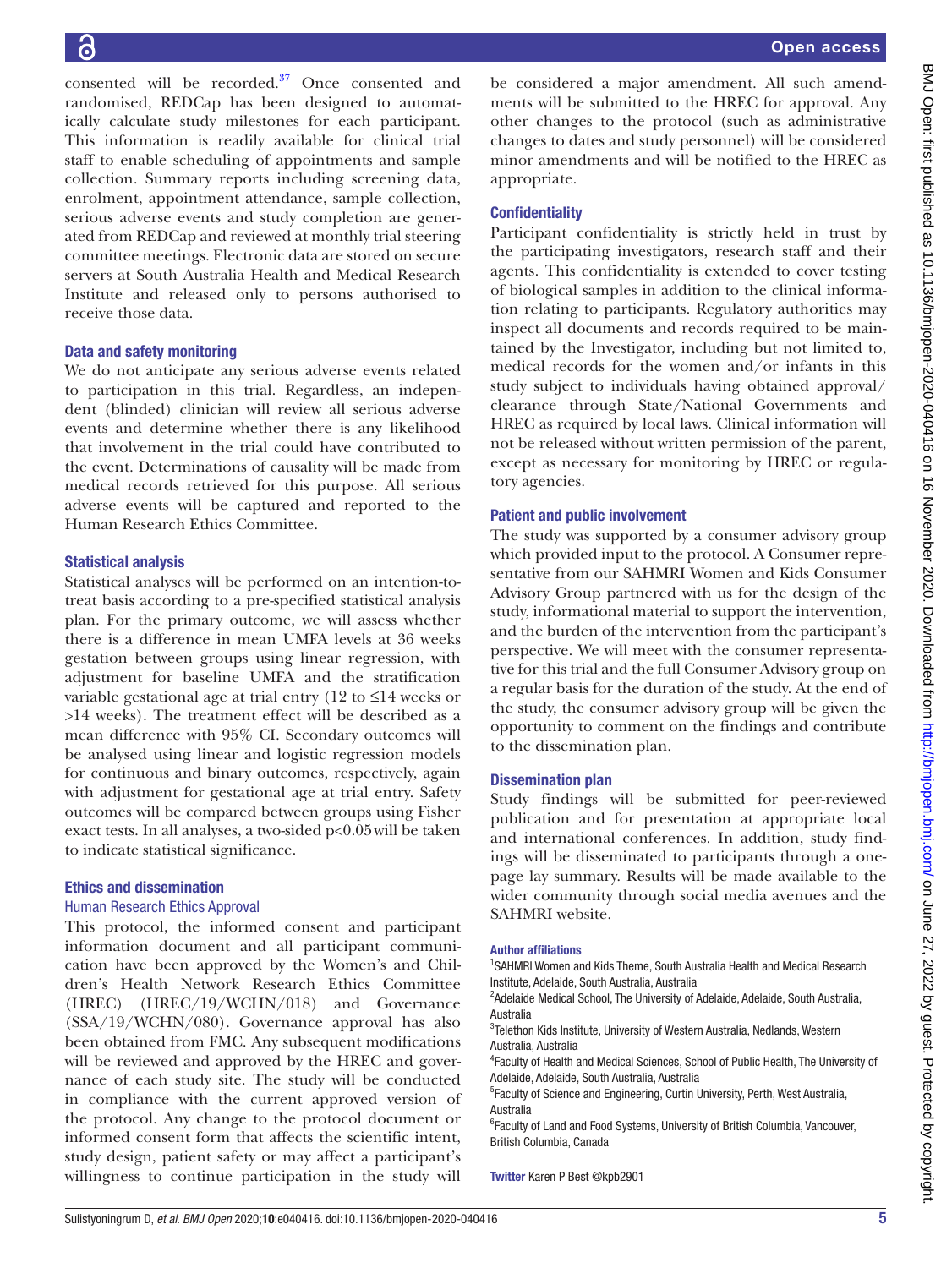consented will be recorded.[37] Once consented and randomised, REDCap has been designed to automatically calculate study milestones for each participant. This information is readily available for clinical trial staff to enable scheduling of appointments and sample collection. Summary reports including screening data, enrolment, appointment attendance, sample collection, serious adverse events and study completion are generated from REDCap and reviewed at monthly trial steering committee meetings. Electronic data are stored on secure servers at South Australia Health and Medical Research Institute and released only to persons authorised to receive those data.

### Data and safety monitoring

We do not anticipate any serious adverse events related to participation in this trial. Regardless, an independent (blinded) clinician will review all serious adverse events and determine whether there is any likelihood that involvement in the trial could have contributed to the event. Determinations of causality will be made from medical records retrieved for this purpose. All serious adverse events will be captured and reported to the Human Research Ethics Committee.

### Statistical analysis

Statistical analyses will be performed on an intention-to-treat basis according to a pre-specified statistical analysis plan. For the primary outcome, we will assess whether there is a difference in mean UMFA levels at 36 weeks gestation between groups using linear regression, with adjustment for baseline UMFA and the stratification variable gestational age at trial entry (12 to ≤14 weeks or >14 weeks). The treatment effect will be described as a mean difference with 95% CI. Secondary outcomes will be analysed using linear and logistic regression models for continuous and binary outcomes, respectively, again with adjustment for gestational age at trial entry. Safety outcomes will be compared between groups using Fisher exact tests. In all analyses, a two-sided $p<0.05$ will be taken to indicate statistical significance.

## Ethics and dissemination

### Human Research Ethics Approval

This protocol, the informed consent and participant information document and all participant communication have been approved by the Women's and Children's Health Network Research Ethics Committee (HREC) (HREC/19/WCHN/018) and Governance (SSA/19/WCHN/080). Governance approval has also been obtained from FMC. Any subsequent modifications will be reviewed and approved by the HREC and governance of each study site. The study will be conducted in compliance with the current approved version of the protocol. Any change to the protocol document or informed consent form that affects the scientific intent, study design, patient safety or may affect a participant's willingness to continue participation in the study will be considered a major amendment. All such amendments will be submitted to the HREC for approval. Any other changes to the protocol (such as administrative changes to dates and study personnel) will be considered minor amendments and will be notified to the HREC as appropriate.

### Confidentiality

Participant confidentiality is strictly held in trust by the participating investigators, research staff and their agents. This confidentiality is extended to cover testing of biological samples in addition to the clinical information relating to participants. Regulatory authorities may inspect all documents and records required to be maintained by the Investigator, including but not limited to, medical records for the women and/or infants in this study subject to individuals having obtained approval/clearance through State/National Governments and HREC as required by local laws. Clinical information will not be released without written permission of the parent, except as necessary for monitoring by HREC or regulatory agencies.

### Patient and public involvement

The study was supported by a consumer advisory group which provided input to the protocol. A Consumer representative from our SAHMRI Women and Kids Consumer Advisory Group partnered with us for the design of the study, informational material to support the intervention, and the burden of the intervention from the participant's perspective. We will meet with the consumer representative for this trial and the full Consumer Advisory group on a regular basis for the duration of the study. At the end of the study, the consumer advisory group will be given the opportunity to comment on the findings and contribute to the dissemination plan.

### Dissemination plan

Study findings will be submitted for peer-reviewed publication and for presentation at appropriate local and international conferences. In addition, study findings will be disseminated to participants through a one-page lay summary. Results will be made available to the wider community through social media avenues and the SAHMRI website.

#### Author affiliations

[1]SAHMRI Women and Kids Theme, South Australia Health and Medical Research Institute, Adelaide, South Australia, Australia
[2]Adelaide Medical School, The University of Adelaide, Adelaide, South Australia, Australia
[3]Telethon Kids Institute, University of Western Australia, Nedlands, Western Australia, Australia
[4]Faculty of Health and Medical Sciences, School of Public Health, The University of Adelaide, Adelaide, South Australia, Australia
[5]Faculty of Science and Engineering, Curtin University, Perth, West Australia, Australia
[6]Faculty of Land and Food Systems, University of British Columbia, Vancouver, British Columbia, Canada

**Twitter** Karen P Best @kpb2901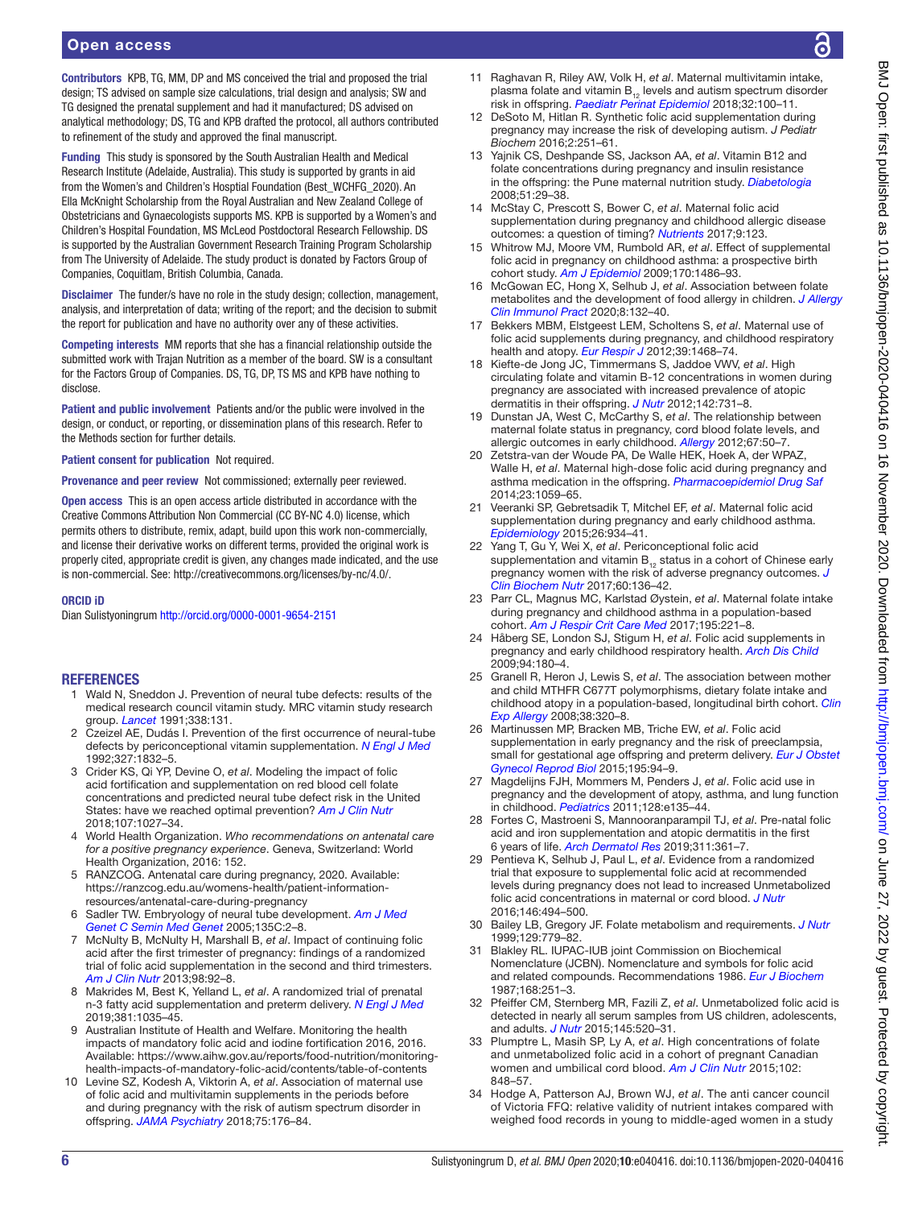**Contributors** KPB, TG, MM, DP and MS conceived the trial and proposed the trial design; TS advised on sample size calculations, trial design and analysis; SW and TG designed the prenatal supplement and had it manufactured; DS advised on analytical methodology; DS, TG and KPB drafted the protocol, all authors contributed to refinement of the study and approved the final manuscript.

**Funding** This study is sponsored by the South Australian Health and Medical Research Institute (Adelaide, Australia). This study is supported by grants in aid from the Women's and Children's Hospital Foundation (Best_WCHFG_2020). An Ella McKnight Scholarship from the Royal Australian and New Zealand College of Obstetricians and Gynaecologists supports MS. KPB is supported by a Women's and Children's Hospital Foundation, MS McLeod Postdoctoral Research Fellowship. DS is supported by the Australian Government Research Training Program Scholarship from The University of Adelaide. The study product is donated by Factors Group of Companies, Coquitlam, British Columbia, Canada.

**Disclaimer** The funder/s have no role in the study design; collection, management, analysis, and interpretation of data; writing of the report; and the decision to submit the report for publication and have no authority over any of these activities.

**Competing interests** MM reports that she has a financial relationship outside the submitted work with Trajan Nutrition as a member of the board. SW is a consultant for the Factors Group of Companies. DS, TG, DP, TS MS and KPB have nothing to disclose.

**Patient and public involvement** Patients and/or the public were involved in the design, or conduct, or reporting, or dissemination plans of this research. Refer to the Methods section for further details.

**Patient consent for publication** Not required.

**Provenance and peer review** Not commissioned; externally peer reviewed.

**Open access** This is an open access article distributed in accordance with the Creative Commons Attribution Non Commercial (CC BY-NC 4.0) license, which permits others to distribute, remix, adapt, build upon this work non-commercially, and license their derivative works on different terms, provided the original work is properly cited, appropriate credit is given, any changes made indicated, and the use is non-commercial. See: http://creativecommons.org/licenses/by-nc/4.0/.

**ORCID iD**

Dian Sulistyoningrum http://orcid.org/0000-0001-9654-2151

## REFERENCES

1. Wald N, Sneddon J. Prevention of neural tube defects: results of the medical research council vitamin study. MRC vitamin study research group. *Lancet* 1991;338:131.
2. Czeizel AE, Dudás I. Prevention of the first occurrence of neural-tube defects by periconceptional vitamin supplementation. *N Engl J Med* 1992;327:1832–5.
3. Crider KS, Qi YP, Devine O, *et al*. Modeling the impact of folic acid fortification and supplementation on red blood cell folate concentrations and predicted neural tube defect risk in the United States: have we reached optimal prevention? *Am J Clin Nutr* 2018;107:1027–34.
4. World Health Organization. *Who recommendations on antenatal care for a positive pregnancy experience*. Geneva, Switzerland: World Health Organization, 2016: 152.
5. RANZCOG. Antenatal care during pregnancy, 2020. Available: https://ranzcog.edu.au/womens-health/patient-information-resources/antenatal-care-during-pregnancy
6. Sadler TW. Embryology of neural tube development. *Am J Med Genet C Semin Med Genet* 2005;135C:2–8.
7. McNulty B, McNulty H, Marshall B, *et al*. Impact of continuing folic acid after the first trimester of pregnancy: findings of a randomized trial of folic acid supplementation in the second and third trimesters. *Am J Clin Nutr* 2013;98:92–8.
8. Makrides M, Best K, Yelland L, *et al*. A randomized trial of prenatal n-3 fatty acid supplementation and preterm delivery. *N Engl J Med* 2019;381:1035–45.
9. Australian Institute of Health and Welfare. Monitoring the health impacts of mandatory folic acid and iodine fortification 2016, 2016. Available: https://www.aihw.gov.au/reports/food-nutrition/monitoring-health-impacts-of-mandatory-folic-aci/contents/table-of-contents
10. Levine SZ, Kodesh A, Viktorin A, *et al*. Association of maternal use of folic acid and multivitamin supplements in the periods before and during pregnancy with the risk of autism spectrum disorder in offspring. *JAMA Psychiatry* 2018;75:176–84.
11. Raghavan R, Riley AW, Volk H, *et al*. Maternal multivitamin intake, plasma folate and vitamin $B_{12}$ levels and autism spectrum disorder risk in offspring. *Paediatr Perinat Epidemiol* 2018;32:100–11.
12. DeSoto M, Hitlan R. Synthetic folic acid supplementation during pregnancy may increase the risk of developing autism. *J Pediatr Biochem* 2016;2:251–61.
13. Yajnik CS, Deshpande SS, Jackson AA, *et al*. Vitamin B12 and folate concentrations during pregnancy and insulin resistance in the offspring: the Pune maternal nutrition study. *Diabetologia* 2008;51:29–38.
14. McStay C, Prescott S, Bower C, *et al*. Maternal folic acid supplementation during pregnancy and childhood allergic disease outcomes: a question of timing? *Nutrients* 2017;9:123.
15. Whitrow MJ, Moore VM, Rumbold AR, *et al*. Effect of supplemental folic acid in pregnancy on childhood asthma: a prospective birth cohort study. *Am J Epidemiol* 2009;170:1486–93.
16. McGowan EC, Hong X, Selhub J, *et al*. Association between folate metabolites and the development of food allergy in children. *J Allergy Clin Immunol Pract* 2020;8:132–40.
17. Bekkers MBM, Elstgeest LEM, Scholtens S, *et al*. Maternal use of folic acid supplements during pregnancy, and childhood respiratory health and atopy. *Eur Respir J* 2012;39:1468–74.
18. Kiefte-de Jong JC, Timmermans S, Jaddoe VWV, *et al*. High circulating folate and vitamin B-12 concentrations in women during pregnancy are associated with increased prevalence of atopic dermatitis in their offspring. *J Nutr* 2012;142:731–8.
19. Dunstan JA, West C, McCarthy S, *et al*. The relationship between maternal folate status in pregnancy, cord blood folate levels, and allergic outcomes in early childhood. *Allergy* 2012;67:50–7.
20. Zetstra-van der Woude PA, De Walle HEK, Hoek A, der WPAZ, Walle H, *et al*. Maternal high-dose folic acid during pregnancy and asthma medication in the offspring. *Pharmacoepidemiol Drug Saf* 2014;23:1059–65.
21. Veeranki SP, Gebretsadik T, Mitchel EF, *et al*. Maternal folic acid supplementation during pregnancy and early childhood asthma. *Epidemiology* 2015;26:934–41.
22. Yang T, Gu Y, Wei X, *et al*. Periconceptional folic acid supplementation and vitamin $B_{12}$ status in a cohort of Chinese early pregnancy women with the risk of adverse pregnancy outcomes. *J Clin Biochem Nutr* 2017;60:136–42.
23. Parr CL, Magnus MC, Karlstad Øystein, *et al*. Maternal folate intake during pregnancy and childhood asthma in a population-based cohort. *Am J Respir Crit Care Med* 2017;195:221–8.
24. Håberg SE, London SJ, Stigum H, *et al*. Folic acid supplements in pregnancy and early childhood respiratory health. *Arch Dis Child* 2009;94:180–4.
25. Granell R, Heron J, Lewis S, *et al*. The association between mother and child MTHFR C677T polymorphisms, dietary folate intake and childhood atopy in a population-based, longitudinal birth cohort. *Clin Exp Allergy* 2008;38:320–8.
26. Martinussen MP, Bracken MB, Triche EW, *et al*. Folic acid supplementation in early pregnancy and the risk of preeclampsia, small for gestational age offspring and preterm delivery. *Eur J Obstet Gynecol Reprod Biol* 2015;195:94–9.
27. Magdelijns FJH, Mommers M, Penders J, *et al*. Folic acid use in pregnancy and the development of atopy, asthma, and lung function in childhood. *Pediatrics* 2011;128:e135–44.
28. Fortes C, Mastroeni S, Mannooranparampil TJ, *et al*. Pre-natal folic acid and iron supplementation and atopic dermatitis in the first 6 years of life. *Arch Dermatol Res* 2019;311:361–7.
29. Pentieva K, Selhub J, Paul L, *et al*. Evidence from a randomized trial that exposure to supplemental folic acid at recommended levels during pregnancy does not lead to increased Unmetabolized folic acid concentrations in maternal or cord blood. *J Nutr* 2016;146:494–500.
30. Bailey LB, Gregory JF. Folate metabolism and requirements. *J Nutr* 1999;129:779–82.
31. Blakley RL. IUPAC-IUB joint Commission on Biochemical Nomenclature (JCBN). Nomenclature and symbols for folic acid and related compounds. Recommendations 1986. *Eur J Biochem* 1987;168:251–3.
32. Pfeiffer CM, Sternberg MR, Fazili Z, *et al*. Unmetabolized folic acid is detected in nearly all serum samples from US children, adolescents, and adults. *J Nutr* 2015;145:520–31.
33. Plumptre L, Masih SP, Ly A, *et al*. High concentrations of folate and unmetabolized folic acid in a cohort of pregnant Canadian women and umbilical cord blood. *Am J Clin Nutr* 2015;102: 848–57.
34. Hodge A, Patterson AJ, Brown WJ, *et al*. The anti cancer council of Victoria FFQ: relative validity of nutrient intakes compared with weighed food records in young to middle-aged women in a study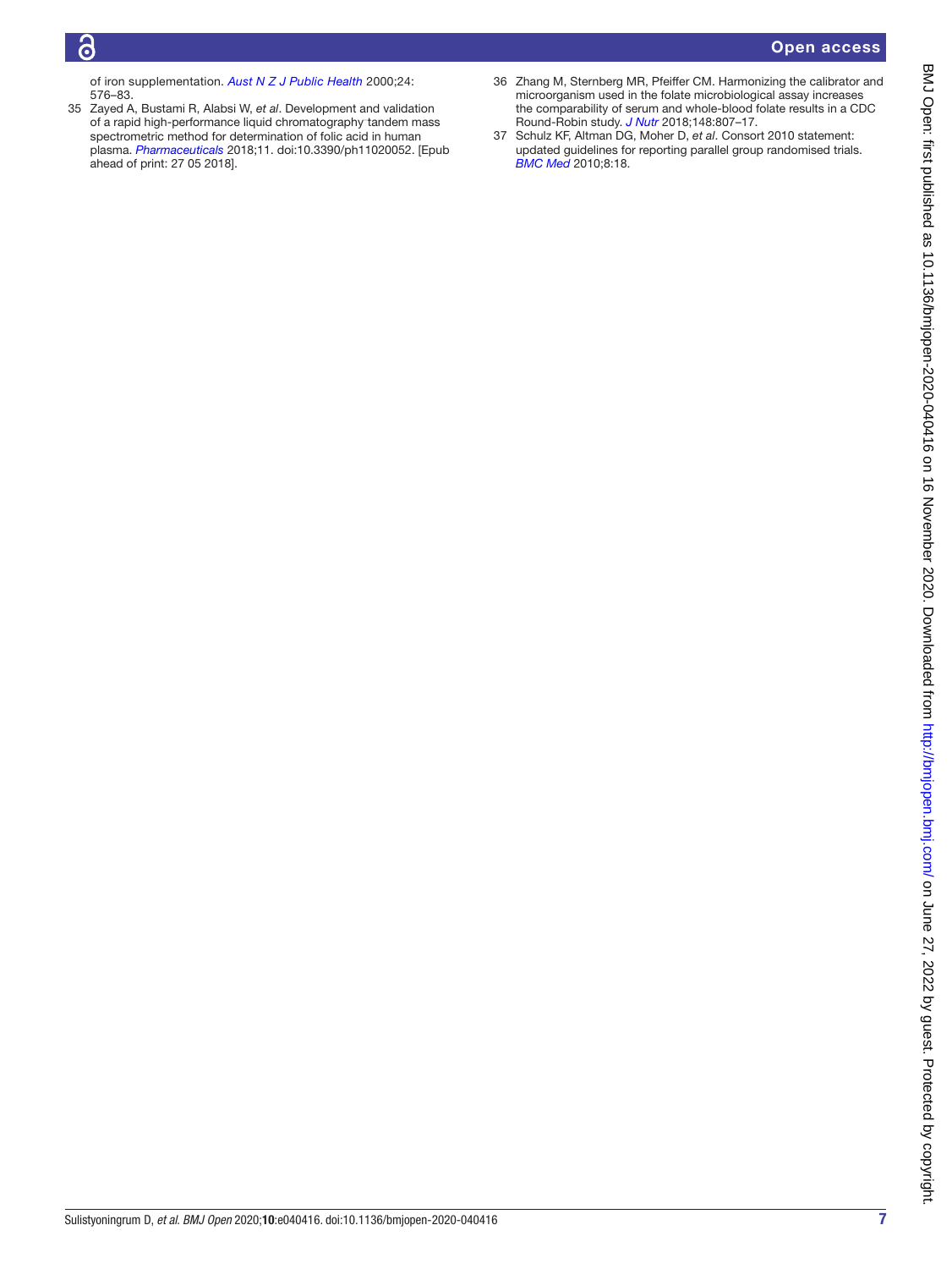of iron supplementation. *Aust N Z J Public Health* 2000;24: 576–83.

35 Zayed A, Bustami R, Alabsi W, *et al*. Development and validation of a rapid high-performance liquid chromatography tandem mass spectrometric method for determination of folic acid in human plasma. *Pharmaceuticals* 2018;11. doi:10.3390/ph11020052. [Epub ahead of print: 27 05 2018].

36 Zhang M, Sternberg MR, Pfeiffer CM. Harmonizing the calibrator and microorganism used in the folate microbiological assay increases the comparability of serum and whole-blood folate results in a CDC Round-Robin study. *J Nutr* 2018;148:807–17.

37 Schulz KF, Altman DG, Moher D, *et al*. Consort 2010 statement: updated guidelines for reporting parallel group randomised trials. *BMC Med* 2010;8:18.